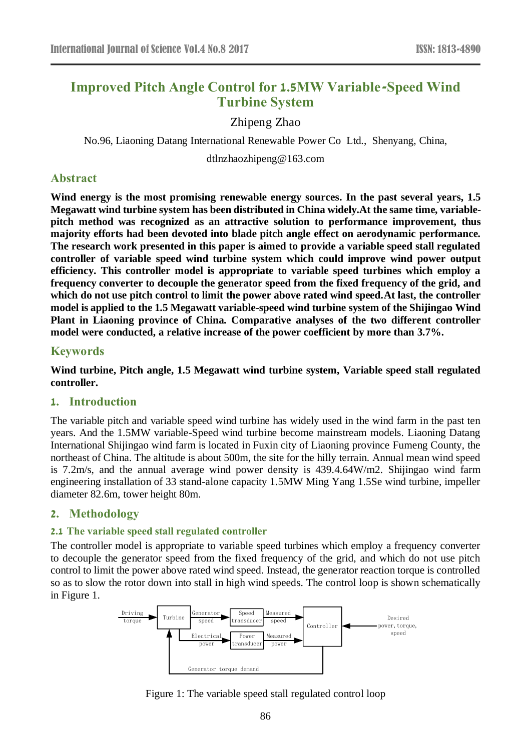# Improved Pitch Angle Control for 1.5MW Variable-Speed Wind Turbine System

Zhipeng Zhao

No.96, Liaoning Datang International Renewable Power Co Ltd., Shenyang, China,

dtlnzhaozhipeng@163.com

## Abstract

**Wind energy is the most promising renewable energy sources. In the past several years, 1.5 Megawatt wind turbine system has been distributed in China widely.At the same time, variable-pitch method was recognized as an attractive solution to performance improvement, thus majority efforts had been devoted into blade pitch angle effect on aerodynamic performance. The research work presented in this paper is aimed to provide a variable speed stall regulated controller of variable speed wind turbine system which could improve wind power output efficiency. This controller model is appropriate to variable speed turbines which employ a frequency converter to decouple the generator speed from the fixed frequency of the grid, and which do not use pitch control to limit the power above rated wind speed.At last, the controller model is applied to the 1.5 Megawatt variable-speed wind turbine system of the Shijingao Wind Plant in Liaoning province of China. Comparative analyses of the two different controller model were conducted, a relative increase of the power coefficient by more than 3.7%.**

## Keywords

**Wind turbine, Pitch angle, 1.5 Megawatt wind turbine system, Variable speed stall regulated controller.**

## 1. Introduction

The variable pitch and variable speed wind turbine has widely used in the wind farm in the past ten years. And the 1.5MW variable-Speed wind turbine become mainstream models. Liaoning Datang International Shijingao wind farm is located in Fuxin city of Liaoning province Fumeng County, the northeast of China. The altitude is about 500m, the site for the hilly terrain. Annual mean wind speed is 7.2m/s, and the annual average wind power density is 439.4.64W/m2. Shijingao wind farm engineering installation of 33 stand-alone capacity 1.5MW Ming Yang 1.5Se wind turbine, impeller diameter 82.6m, tower height 80m.

## 2. Methodology

### 2.1 The variable speed stall regulated controller

The controller model is appropriate to variable speed turbines which employ a frequency converter to decouple the generator speed from the fixed frequency of the grid, and which do not use pitch control to limit the power above rated wind speed. Instead, the generator reaction torque is controlled so as to slow the rotor down into stall in high wind speeds. The control loop is shown schematically in Figure 1.

Driving torque → Turbine → Generator speed → Speed transducer → Measured speed → Controller ← Desired power, torque, speed

Turbine → Electrical power → Power transducer → Measured power → Controller

Controller → Generator torque demand → Turbine

Figure 1: The variable speed stall regulated control loop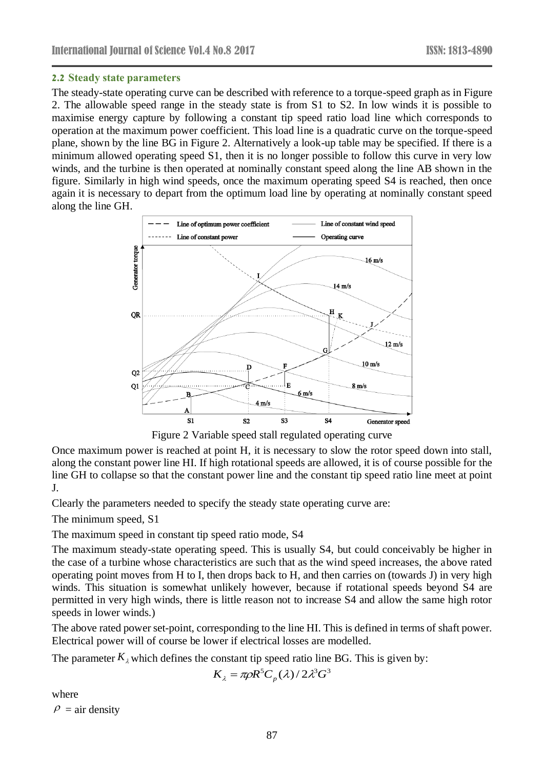### 2.2 Steady state parameters

The steady-state operating curve can be described with reference to a torque-speed graph as in Figure 2. The allowable speed range in the steady state is from S1 to S2. In low winds it is possible to maximise energy capture by following a constant tip speed ratio load line which corresponds to operation at the maximum power coefficient. This load line is a quadratic curve on the torque-speed plane, shown by the line BG in Figure 2. Alternatively a look-up table may be specified. If there is a minimum allowed operating speed S1, then it is no longer possible to follow this curve in very low winds, and the turbine is then operated at nominally constant speed along the line AB shown in the figure. Similarly in high wind speeds, once the maximum operating speed S4 is reached, then once again it is necessary to depart from the optimum load line by operating at nominally constant speed along the line GH.

Figure 2 Variable speed stall regulated operating curve

Once maximum power is reached at point H, it is necessary to slow the rotor speed down into stall, along the constant power line HI. If high rotational speeds are allowed, it is of course possible for the line GH to collapse so that the constant power line and the constant tip speed ratio line meet at point J.

Clearly the parameters needed to specify the steady state operating curve are:

The minimum speed, S1

The maximum speed in constant tip speed ratio mode, S4

The maximum steady-state operating speed. This is usually S4, but could conceivably be higher in the case of a turbine whose characteristics are such that as the wind speed increases, the above rated operating point moves from H to I, then drops back to H, and then carries on (towards J) in very high winds. This situation is somewhat unlikely however, because if rotational speeds beyond S4 are permitted in very high winds, there is little reason not to increase S4 and allow the same high rotor speeds in lower winds.)

The above rated power set-point, corresponding to the line HI. This is defined in terms of shaft power. Electrical power will of course be lower if electrical losses are modelled.

The parameter $K_\lambda$ which defines the constant tip speed ratio line BG. This is given by:

$$K_\lambda = \pi \rho R^5 C_p(\lambda) / 2\lambda^3 G^3$$

where

$\rho$ = air density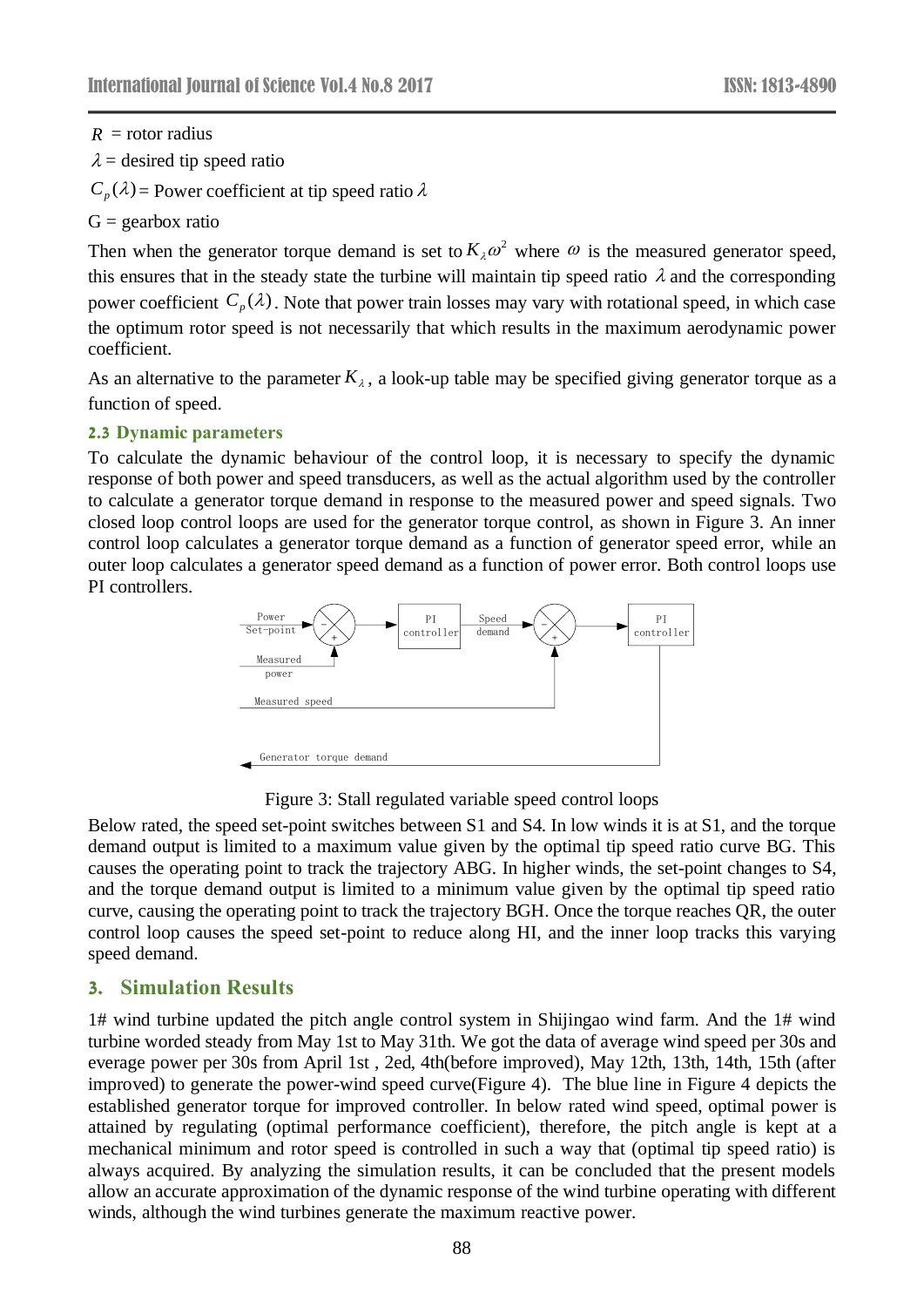$R$ = rotor radius

$\lambda$ = desired tip speed ratio

$C_p(\lambda)$ = Power coefficient at tip speed ratio $\lambda$

G = gearbox ratio

Then when the generator torque demand is set to $K_\lambda \omega^2$ where $\omega$ is the measured generator speed, this ensures that in the steady state the turbine will maintain tip speed ratio $\lambda$ and the corresponding power coefficient $C_p(\lambda)$. Note that power train losses may vary with rotational speed, in which case the optimum rotor speed is not necessarily that which results in the maximum aerodynamic power coefficient.

As an alternative to the parameter $K_\lambda$, a look-up table may be specified giving generator torque as a function of speed.

### 2.3 Dynamic parameters

To calculate the dynamic behaviour of the control loop, it is necessary to specify the dynamic response of both power and speed transducers, as well as the actual algorithm used by the controller to calculate a generator torque demand in response to the measured power and speed signals. Two closed loop control loops are used for the generator torque control, as shown in Figure 3. An inner control loop calculates a generator torque demand as a function of generator speed error, while an outer loop calculates a generator speed demand as a function of power error. Both control loops use PI controllers.

Power Set-point — Measured power — PI controller — Speed demand — Measured speed — PI controller — Generator torque demand

Figure 3: Stall regulated variable speed control loops

Below rated, the speed set-point switches between S1 and S4. In low winds it is at S1, and the torque demand output is limited to a maximum value given by the optimal tip speed ratio curve BG. This causes the operating point to track the trajectory ABG. In higher winds, the set-point changes to S4, and the torque demand output is limited to a minimum value given by the optimal tip speed ratio curve, causing the operating point to track the trajectory BGH. Once the torque reaches QR, the outer control loop causes the speed set-point to reduce along HI, and the inner loop tracks this varying speed demand.

## 3. Simulation Results

1# wind turbine updated the pitch angle control system in Shijingao wind farm. And the 1# wind turbine worded steady from May 1st to May 31th. We got the data of average wind speed per 30s and everage power per 30s from April 1st , 2ed, 4th(before improved), May 12th, 13th, 14th, 15th (after improved) to generate the power-wind speed curve(Figure 4). The blue line in Figure 4 depicts the established generator torque for improved controller. In below rated wind speed, optimal power is attained by regulating (optimal performance coefficient), therefore, the pitch angle is kept at a mechanical minimum and rotor speed is controlled in such a way that (optimal tip speed ratio) is always acquired. By analyzing the simulation results, it can be concluded that the present models allow an accurate approximation of the dynamic response of the wind turbine operating with different winds, although the wind turbines generate the maximum reactive power.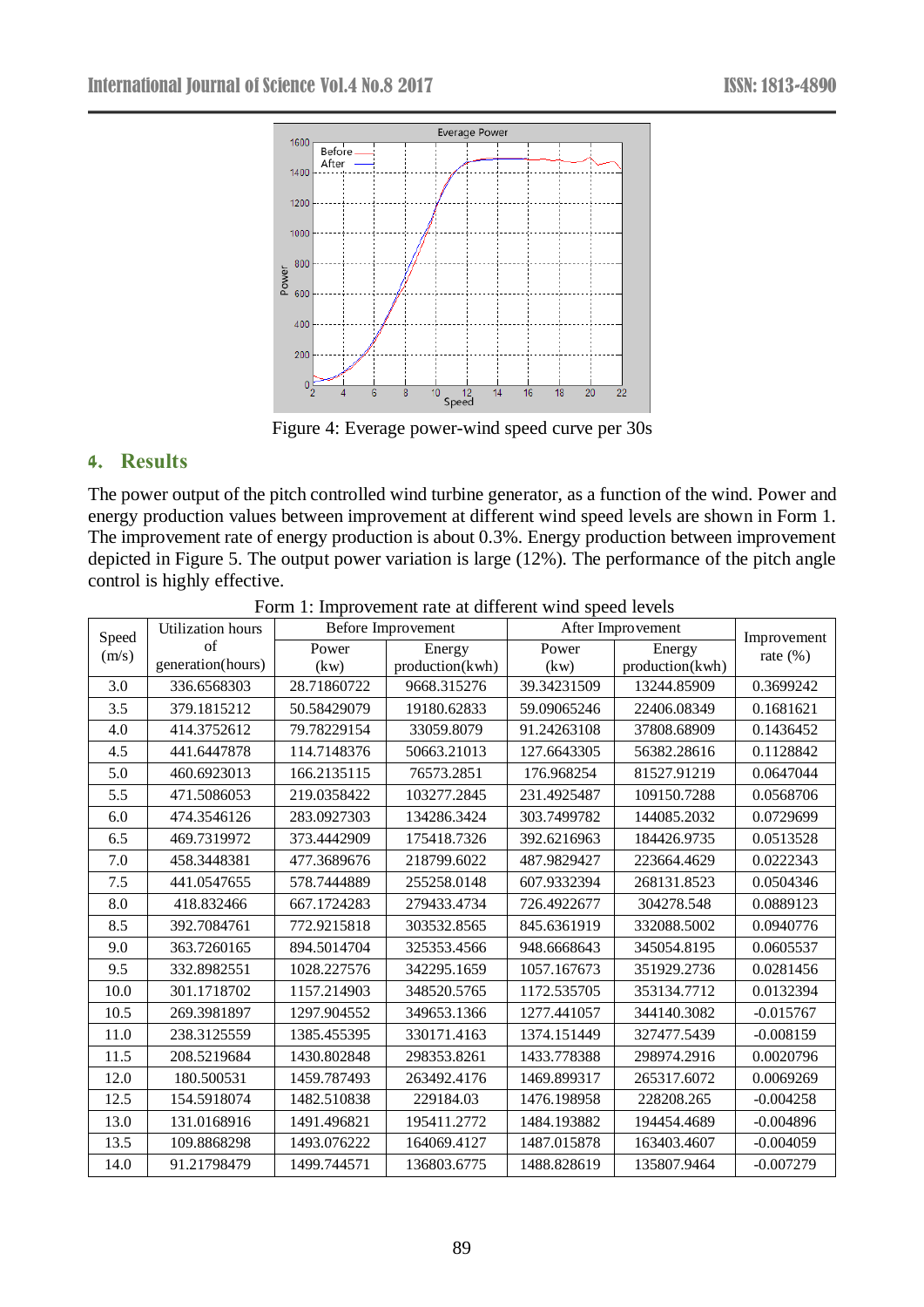Figure 4: Everage power-wind speed curve per 30s

## 4. Results

The power output of the pitch controlled wind turbine generator, as a function of the wind. Power and energy production values between improvement at different wind speed levels are shown in Form 1. The improvement rate of energy production is about 0.3%. Energy production between improvement depicted in Figure 5. The output power variation is large (12%). The performance of the pitch angle control is highly effective.

Form 1: Improvement rate at different wind speed levels

| Speed (m/s) | Utilization hours of generation(hours) | Before Improvement | | After Improvement | | Improvement rate (%) |
|---|---|---|---|---|---|---|
| | | Power (kw) | Energy production(kwh) | Power (kw) | Energy production(kwh) | |
| 3.0 | 336.6568303 | 28.71860722 | 9668.315276 | 39.34231509 | 13244.85909 | 0.3699242 |
| 3.5 | 379.1815212 | 50.58429079 | 19180.62833 | 59.09065246 | 22406.08349 | 0.1681621 |
| 4.0 | 414.3752612 | 79.78229154 | 33059.8079 | 91.24263108 | 37808.68909 | 0.1436452 |
| 4.5 | 441.6447878 | 114.7148376 | 50663.21013 | 127.6643305 | 56382.28616 | 0.1128842 |
| 5.0 | 460.6923013 | 166.2135115 | 76573.2851 | 176.968254 | 81527.91219 | 0.0647044 |
| 5.5 | 471.5086053 | 219.0358422 | 103277.2845 | 231.4925487 | 109150.7288 | 0.0568706 |
| 6.0 | 474.3546126 | 283.0927303 | 134286.3424 | 303.7499782 | 144085.2032 | 0.0729699 |
| 6.5 | 469.7319972 | 373.4442909 | 175418.7326 | 392.6216963 | 184426.9735 | 0.0513528 |
| 7.0 | 458.3448381 | 477.3689676 | 218799.6022 | 487.9829427 | 223664.4629 | 0.0222343 |
| 7.5 | 441.0547655 | 578.7444889 | 255258.0148 | 607.9332394 | 268131.8523 | 0.0504346 |
| 8.0 | 418.832466 | 667.1724283 | 279433.4734 | 726.4922677 | 304278.548 | 0.0889123 |
| 8.5 | 392.7084761 | 772.9215818 | 303532.8565 | 845.6361919 | 332088.5002 | 0.0940776 |
| 9.0 | 363.7260165 | 894.5014704 | 325353.4566 | 948.6668643 | 345054.8195 | 0.0605537 |
| 9.5 | 332.8982551 | 1028.227576 | 342295.1659 | 1057.167673 | 351929.2736 | 0.0281456 |
| 10.0 | 301.1718702 | 1157.214903 | 348520.5765 | 1172.535705 | 353134.7712 | 0.0132394 |
| 10.5 | 269.3981897 | 1297.904552 | 349653.1366 | 1277.441057 | 344140.3082 | -0.015767 |
| 11.0 | 238.3125559 | 1385.455395 | 330171.4163 | 1374.151449 | 327477.5439 | -0.008159 |
| 11.5 | 208.5219684 | 1430.802848 | 298353.8261 | 1433.778388 | 298974.2916 | 0.0020796 |
| 12.0 | 180.500531 | 1459.787493 | 263492.4176 | 1469.899317 | 265317.6072 | 0.0069269 |
| 12.5 | 154.5918074 | 1482.510838 | 229184.03 | 1476.198958 | 228208.265 | -0.004258 |
| 13.0 | 131.0168916 | 1491.496821 | 195411.2772 | 1484.193882 | 194454.4689 | -0.004896 |
| 13.5 | 109.8868298 | 1493.076222 | 164069.4127 | 1487.015878 | 163403.4607 | -0.004059 |
| 14.0 | 91.21798479 | 1499.744571 | 136803.6775 | 1488.828619 | 135807.9464 | -0.007279 |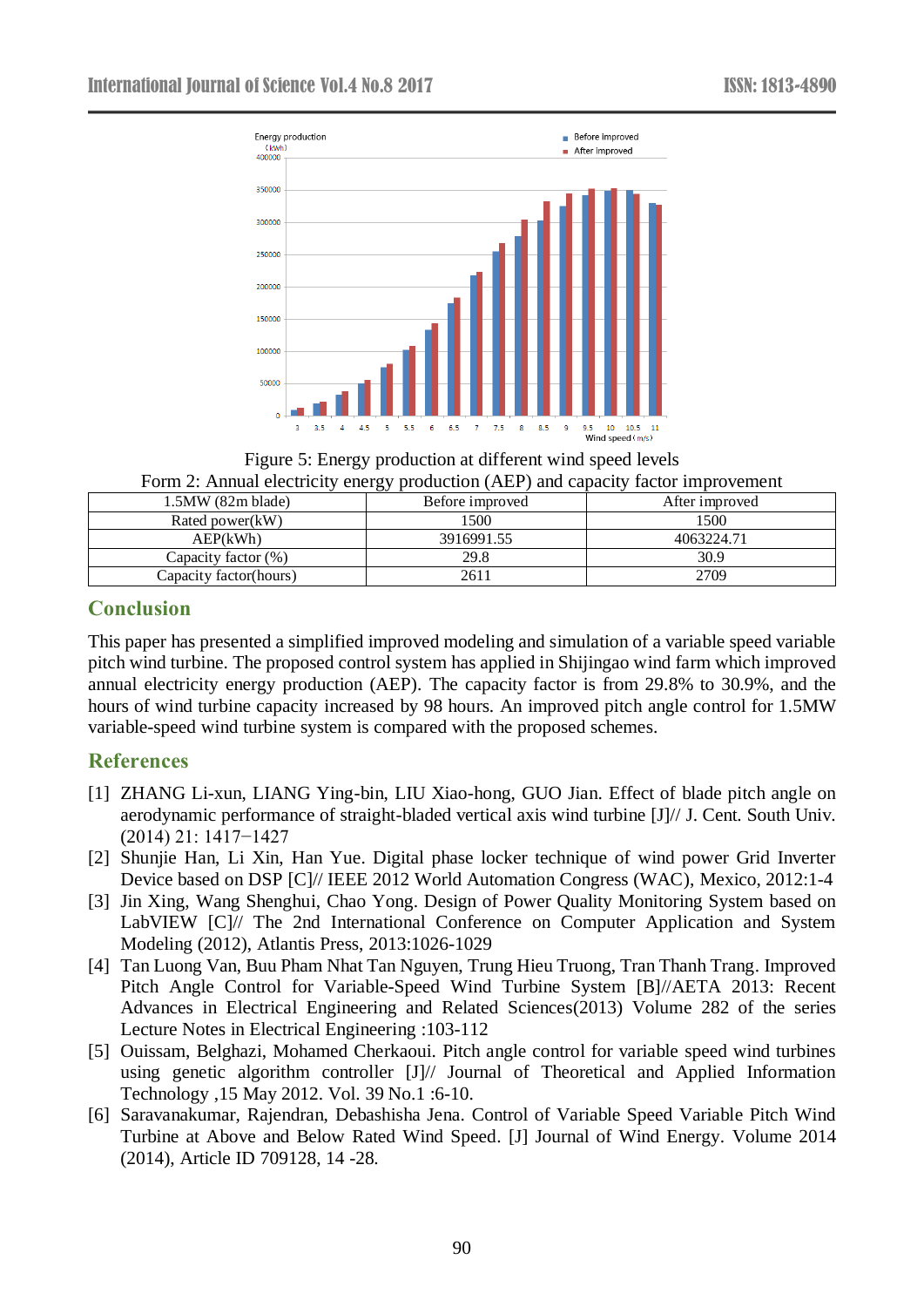Energy production
(kWh)
400000
350000
300000
250000
200000
150000
100000
50000
0

Before improved
After improved

3 3.5 4 4.5 5 5.5 6 6.5 7 7.5 8 8.5 9 9.5 10 10.5 11
Wind speed(m/s)

Figure 5: Energy production at different wind speed levels

Form 2: Annual electricity energy production (AEP) and capacity factor improvement

| 1.5MW (82m blade) | Before improved | After improved |
|---|---|---|
| Rated power(kW) | 1500 | 1500 |
| AEP(kWh) | 3916991.55 | 4063224.71 |
| Capacity factor (%) | 29.8 | 30.9 |
| Capacity factor(hours) | 2611 | 2709 |

## Conclusion

This paper has presented a simplified improved modeling and simulation of a variable speed variable pitch wind turbine. The proposed control system has applied in Shijingao wind farm which improved annual electricity energy production (AEP). The capacity factor is from 29.8% to 30.9%, and the hours of wind turbine capacity increased by 98 hours. An improved pitch angle control for 1.5MW variable-speed wind turbine system is compared with the proposed schemes.

## References

[1] ZHANG Li-xun, LIANG Ying-bin, LIU Xiao-hong, GUO Jian. Effect of blade pitch angle on aerodynamic performance of straight-bladed vertical axis wind turbine [J]// J. Cent. South Univ. (2014) 21: 1417−1427

[2] Shunjie Han, Li Xin, Han Yue. Digital phase locker technique of wind power Grid Inverter Device based on DSP [C]// IEEE 2012 World Automation Congress (WAC), Mexico, 2012:1-4

[3] Jin Xing, Wang Shenghui, Chao Yong. Design of Power Quality Monitoring System based on LabVIEW [C]// The 2nd International Conference on Computer Application and System Modeling (2012), Atlantis Press, 2013:1026-1029

[4] Tan Luong Van, Buu Pham Nhat Tan Nguyen, Trung Hieu Truong, Tran Thanh Trang. Improved Pitch Angle Control for Variable-Speed Wind Turbine System [B]//AETA 2013: Recent Advances in Electrical Engineering and Related Sciences(2013) Volume 282 of the series Lecture Notes in Electrical Engineering :103-112

[5] Ouissam, Belghazi, Mohamed Cherkaoui. Pitch angle control for variable speed wind turbines using genetic algorithm controller [J]// Journal of Theoretical and Applied Information Technology ,15 May 2012. Vol. 39 No.1 :6-10.

[6] Saravanakumar, Rajendran, Debashisha Jena. Control of Variable Speed Variable Pitch Wind Turbine at Above and Below Rated Wind Speed. [J] Journal of Wind Energy. Volume 2014 (2014), Article ID 709128, 14 -28.